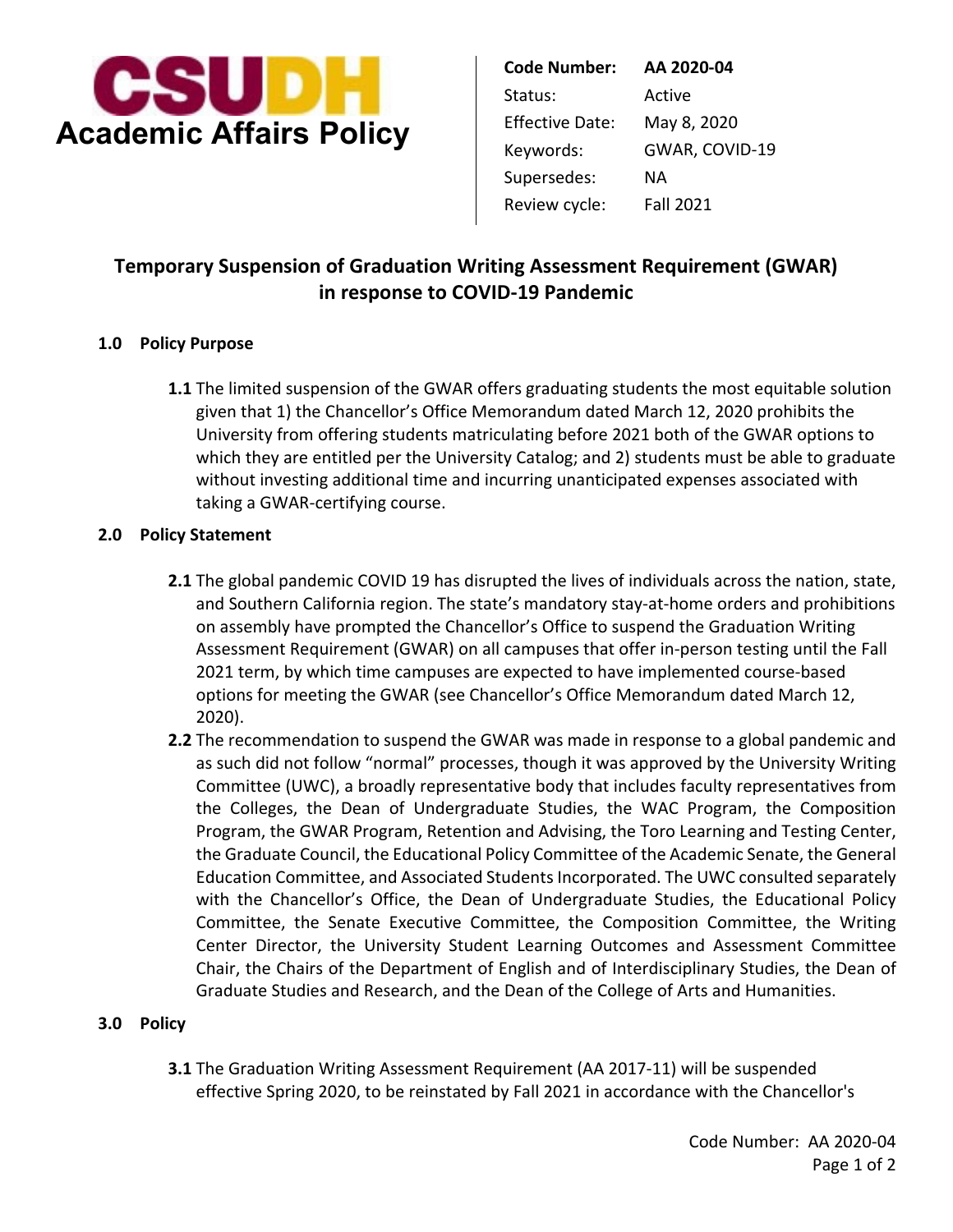**CSUDH**
**Academic Affairs Policy**

| | |
|---|---|
| **Code Number:** | **AA 2020-04** |
| Status: | Active |
| Effective Date: | May 8, 2020 |
| Keywords: | GWAR, COVID-19 |
| Supersedes: | NA |
| Review cycle: | Fall 2021 |

# Temporary Suspension of Graduation Writing Assessment Requirement (GWAR) in response to COVID-19 Pandemic

## 1.0 Policy Purpose

**1.1** The limited suspension of the GWAR offers graduating students the most equitable solution given that 1) the Chancellor's Office Memorandum dated March 12, 2020 prohibits the University from offering students matriculating before 2021 both of the GWAR options to which they are entitled per the University Catalog; and 2) students must be able to graduate without investing additional time and incurring unanticipated expenses associated with taking a GWAR-certifying course.

## 2.0 Policy Statement

**2.1** The global pandemic COVID 19 has disrupted the lives of individuals across the nation, state, and Southern California region. The state's mandatory stay-at-home orders and prohibitions on assembly have prompted the Chancellor's Office to suspend the Graduation Writing Assessment Requirement (GWAR) on all campuses that offer in-person testing until the Fall 2021 term, by which time campuses are expected to have implemented course-based options for meeting the GWAR (see Chancellor's Office Memorandum dated March 12, 2020).

**2.2** The recommendation to suspend the GWAR was made in response to a global pandemic and as such did not follow "normal" processes, though it was approved by the University Writing Committee (UWC), a broadly representative body that includes faculty representatives from the Colleges, the Dean of Undergraduate Studies, the WAC Program, the Composition Program, the GWAR Program, Retention and Advising, the Toro Learning and Testing Center, the Graduate Council, the Educational Policy Committee of the Academic Senate, the General Education Committee, and Associated Students Incorporated. The UWC consulted separately with the Chancellor's Office, the Dean of Undergraduate Studies, the Educational Policy Committee, the Senate Executive Committee, the Composition Committee, the Writing Center Director, the University Student Learning Outcomes and Assessment Committee Chair, the Chairs of the Department of English and of Interdisciplinary Studies, the Dean of Graduate Studies and Research, and the Dean of the College of Arts and Humanities.

## 3.0 Policy

**3.1** The Graduation Writing Assessment Requirement (AA 2017-11) will be suspended effective Spring 2020, to be reinstated by Fall 2021 in accordance with the Chancellor's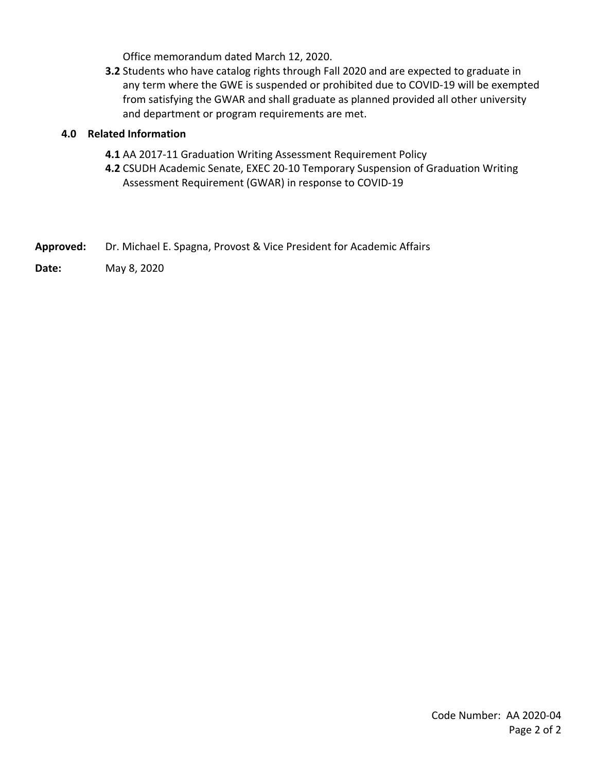Office memorandum dated March 12, 2020.

**3.2** Students who have catalog rights through Fall 2020 and are expected to graduate in any term where the GWE is suspended or prohibited due to COVID-19 will be exempted from satisfying the GWAR and shall graduate as planned provided all other university and department or program requirements are met.

## 4.0 Related Information

**4.1** AA 2017-11 Graduation Writing Assessment Requirement Policy

**4.2** CSUDH Academic Senate, EXEC 20-10 Temporary Suspension of Graduation Writing Assessment Requirement (GWAR) in response to COVID-19

**Approved:** Dr. Michael E. Spagna, Provost & Vice President for Academic Affairs

**Date:** May 8, 2020

Code Number: AA 2020-04